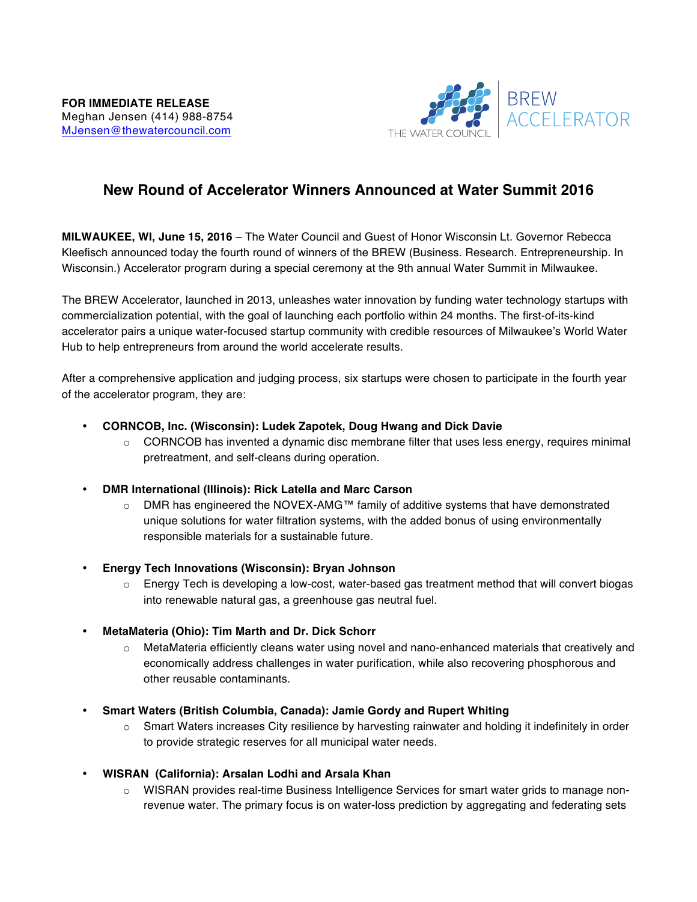**FOR IMMEDIATE RELEASE**
Meghan Jensen (414) 988-8754
MJensen@thewatercouncil.com

THE WATER COUNCIL | BREW ACCELERATOR

# New Round of Accelerator Winners Announced at Water Summit 2016

**MILWAUKEE, WI, June 15, 2016** – The Water Council and Guest of Honor Wisconsin Lt. Governor Rebecca Kleefisch announced today the fourth round of winners of the BREW (Business. Research. Entrepreneurship. In Wisconsin.) Accelerator program during a special ceremony at the 9th annual Water Summit in Milwaukee.

The BREW Accelerator, launched in 2013, unleashes water innovation by funding water technology startups with commercialization potential, with the goal of launching each portfolio within 24 months. The first-of-its-kind accelerator pairs a unique water-focused startup community with credible resources of Milwaukee's World Water Hub to help entrepreneurs from around the world accelerate results.

After a comprehensive application and judging process, six startups were chosen to participate in the fourth year of the accelerator program, they are:

- **CORNCOB, Inc. (Wisconsin): Ludek Zapotek, Doug Hwang and Dick Davie**
  - CORNCOB has invented a dynamic disc membrane filter that uses less energy, requires minimal pretreatment, and self-cleans during operation.
- **DMR International (Illinois): Rick Latella and Marc Carson**
  - DMR has engineered the NOVEX-AMG™ family of additive systems that have demonstrated unique solutions for water filtration systems, with the added bonus of using environmentally responsible materials for a sustainable future.
- **Energy Tech Innovations (Wisconsin): Bryan Johnson**
  - Energy Tech is developing a low-cost, water-based gas treatment method that will convert biogas into renewable natural gas, a greenhouse gas neutral fuel.
- **MetaMateria (Ohio): Tim Marth and Dr. Dick Schorr**
  - MetaMateria efficiently cleans water using novel and nano-enhanced materials that creatively and economically address challenges in water purification, while also recovering phosphorous and other reusable contaminants.
- **Smart Waters (British Columbia, Canada): Jamie Gordy and Rupert Whiting**
  - Smart Waters increases City resilience by harvesting rainwater and holding it indefinitely in order to provide strategic reserves for all municipal water needs.
- **WISRAN (California): Arsalan Lodhi and Arsala Khan**
  - WISRAN provides real-time Business Intelligence Services for smart water grids to manage non-revenue water. The primary focus is on water-loss prediction by aggregating and federating sets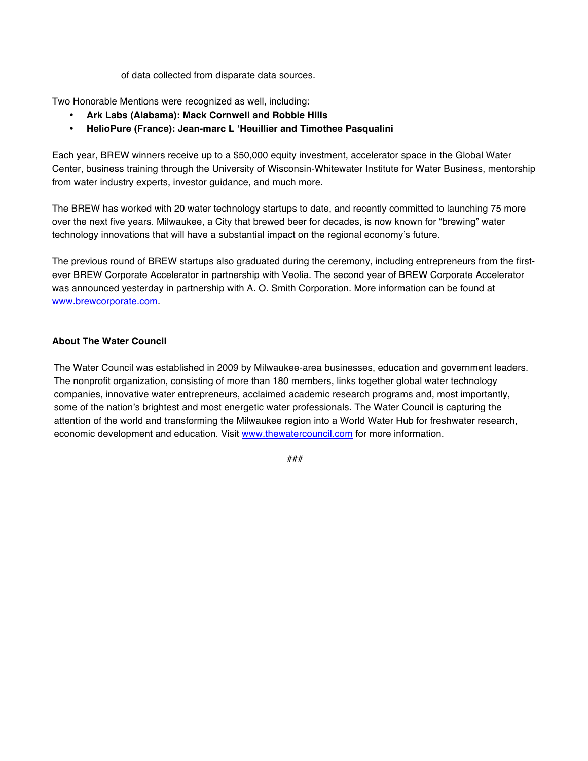of data collected from disparate data sources.

Two Honorable Mentions were recognized as well, including:

- **Ark Labs (Alabama): Mack Cornwell and Robbie Hills**
- **HelioPure (France): Jean-marc L 'Heuillier and Timothee Pasqualini**

Each year, BREW winners receive up to a $50,000 equity investment, accelerator space in the Global Water Center, business training through the University of Wisconsin-Whitewater Institute for Water Business, mentorship from water industry experts, investor guidance, and much more.

The BREW has worked with 20 water technology startups to date, and recently committed to launching 75 more over the next five years. Milwaukee, a City that brewed beer for decades, is now known for "brewing" water technology innovations that will have a substantial impact on the regional economy's future.

The previous round of BREW startups also graduated during the ceremony, including entrepreneurs from the first-ever BREW Corporate Accelerator in partnership with Veolia. The second year of BREW Corporate Accelerator was announced yesterday in partnership with A. O. Smith Corporation. More information can be found at www.brewcorporate.com.

**About The Water Council**

The Water Council was established in 2009 by Milwaukee-area businesses, education and government leaders. The nonprofit organization, consisting of more than 180 members, links together global water technology companies, innovative water entrepreneurs, acclaimed academic research programs and, most importantly, some of the nation's brightest and most energetic water professionals. The Water Council is capturing the attention of the world and transforming the Milwaukee region into a World Water Hub for freshwater research, economic development and education. Visit www.thewatercouncil.com for more information.

###